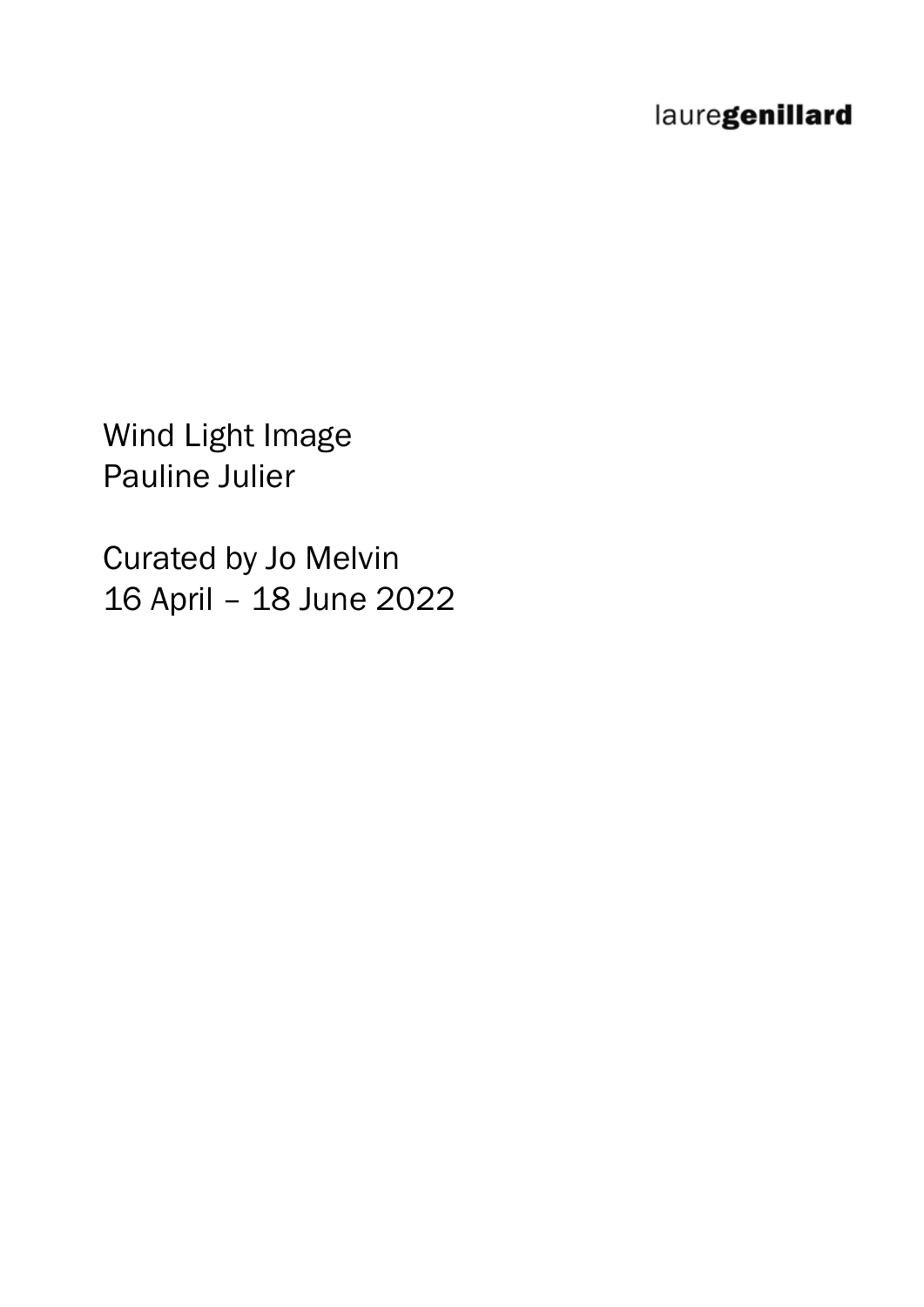lauregenillard

Wind Light Image
Pauline Julier

Curated by Jo Melvin
16 April – 18 June 2022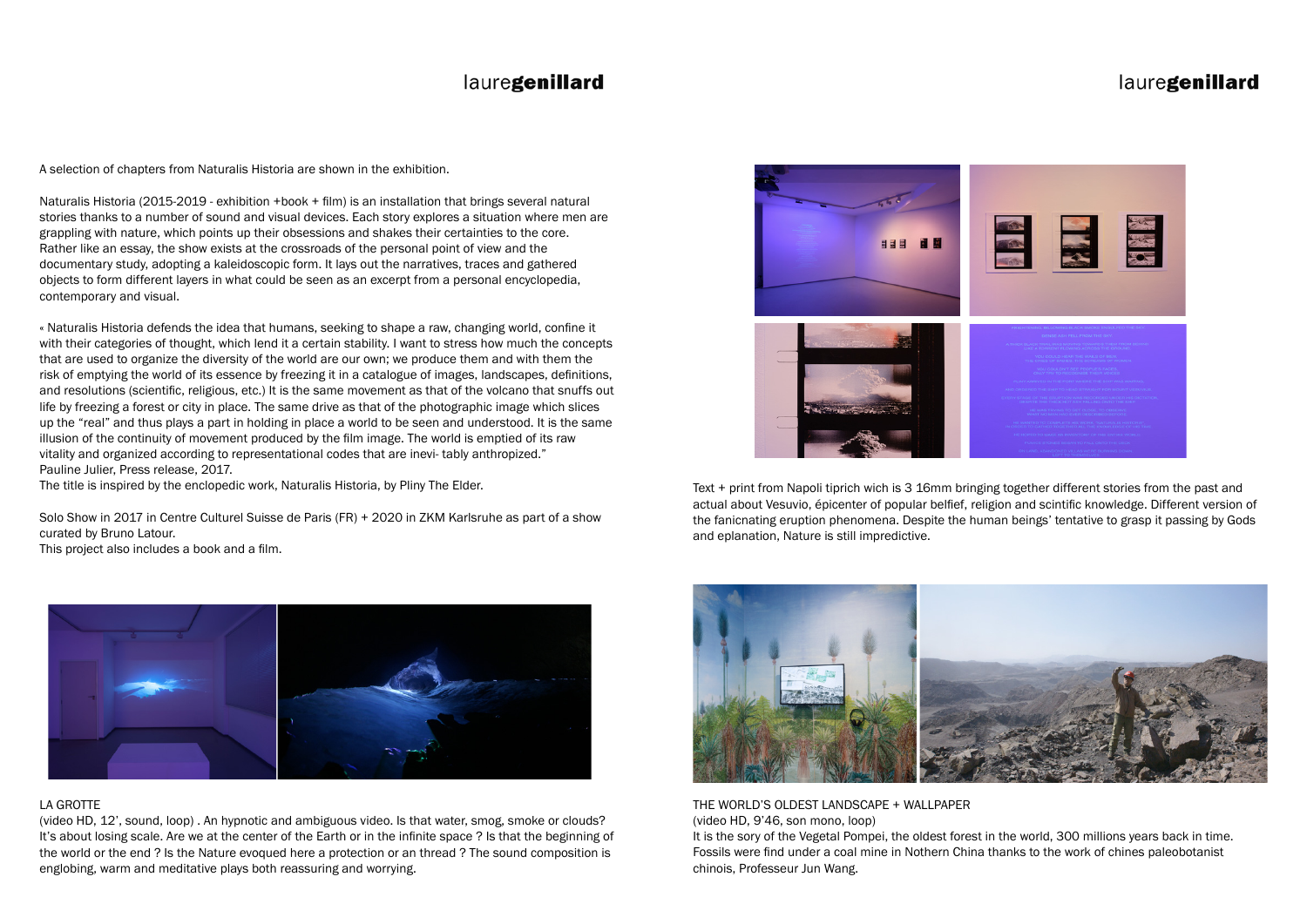A selection of chapters from Naturalis Historia are shown in the exhibition.

Naturalis Historia (2015-2019 - exhibition +book + film) is an installation that brings several natural stories thanks to a number of sound and visual devices. Each story explores a situation where men are grappling with nature, which points up their obsessions and shakes their certainties to the core. Rather like an essay, the show exists at the crossroads of the personal point of view and the documentary study, adopting a kaleidoscopic form. It lays out the narratives, traces and gathered objects to form different layers in what could be seen as an excerpt from a personal encyclopedia, contemporary and visual.

« Naturalis Historia defends the idea that humans, seeking to shape a raw, changing world, confine it with their categories of thought, which lend it a certain stability. I want to stress how much the concepts that are used to organize the diversity of the world are our own; we produce them and with them the risk of emptying the world of its essence by freezing it in a catalogue of images, landscapes, definitions, and resolutions (scientific, religious, etc.) It is the same movement as that of the volcano that snuffs out life by freezing a forest or city in place. The same drive as that of the photographic image which slices up the "real" and thus plays a part in holding in place a world to be seen and understood. It is the same illusion of the continuity of movement produced by the film image. The world is emptied of its raw vitality and organized according to representational codes that are inevi- tably anthropized."
Pauline Julier, Press release, 2017.
The title is inspired by the enclopedic work, Naturalis Historia, by Pliny The Elder.

Solo Show in 2017 in Centre Culturel Suisse de Paris (FR) + 2020 in ZKM Karlsruhe as part of a show curated by Bruno Latour.
This project also includes a book and a film.

LA GROTTE
(video HD, 12', sound, loop) . An hypnotic and ambiguous video. Is that water, smog, smoke or clouds? It's about losing scale. Are we at the center of the Earth or in the infinite space ? Is that the beginning of the world or the end ? Is the Nature evoqued here a protection or an thread ? The sound composition is englobing, warm and meditative plays both reassuring and worrying.

Text + print from Napoli tiprich wich is 3 16mm bringing together different stories from the past and actual about Vesuvio, épicenter of popular belfief, religion and scintific knowledge. Different version of the fanicnating eruption phenomena. Despite the human beings' tentative to grasp it passing by Gods and eplanation, Nature is still impredictive.

THE WORLD'S OLDEST LANDSCAPE + WALLPAPER
(video HD, 9'46, son mono, loop)
It is the sory of the Vegetal Pompei, the oldest forest in the world, 300 millions years back in time. Fossils were find under a coal mine in Nothern China thanks to the work of chines paleobotanist chinois, Professeur Jun Wang.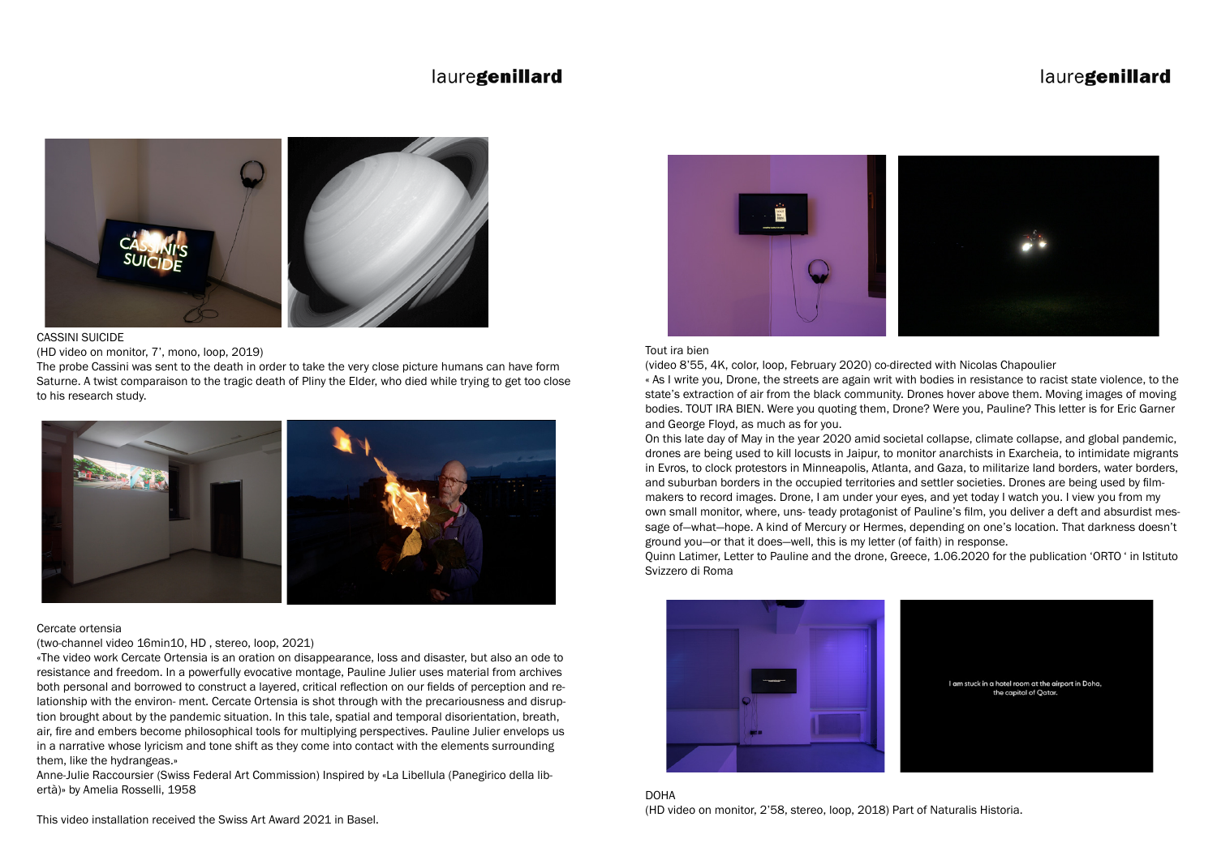CASSINI SUICIDE

(HD video on monitor, 7', mono, loop, 2019)

The probe Cassini was sent to the death in order to take the very close picture humans can have form Saturne. A twist comparaison to the tragic death of Pliny the Elder, who died while trying to get too close to his research study.

Cercate ortensia

(two-channel video 16min10, HD , stereo, loop, 2021)

«The video work Cercate Ortensia is an oration on disappearance, loss and disaster, but also an ode to resistance and freedom. In a powerfully evocative montage, Pauline Julier uses material from archives both personal and borrowed to construct a layered, critical reflection on our fields of perception and relationship with the environ- ment. Cercate Ortensia is shot through with the precariousness and disruption brought about by the pandemic situation. In this tale, spatial and temporal disorientation, breath, air, fire and embers become philosophical tools for multiplying perspectives. Pauline Julier envelops us in a narrative whose lyricism and tone shift as they come into contact with the elements surrounding them, like the hydrangeas.»

Anne-Julie Raccoursier (Swiss Federal Art Commission) Inspired by «La Libellula (Panegirico della libertà)» by Amelia Rosselli, 1958

This video installation received the Swiss Art Award 2021 in Basel.

Tout ira bien

(video 8'55, 4K, color, loop, February 2020) co-directed with Nicolas Chapoulier

« As I write you, Drone, the streets are again writ with bodies in resistance to racist state violence, to the state's extraction of air from the black community. Drones hover above them. Moving images of moving bodies. TOUT IRA BIEN. Were you quoting them, Drone? Were you, Pauline? This letter is for Eric Garner and George Floyd, as much as for you.

On this late day of May in the year 2020 amid societal collapse, climate collapse, and global pandemic, drones are being used to kill locusts in Jaipur, to monitor anarchists in Exarcheia, to intimidate migrants in Evros, to clock protestors in Minneapolis, Atlanta, and Gaza, to militarize land borders, water borders, and suburban borders in the occupied territories and settler societies. Drones are being used by filmmakers to record images. Drone, I am under your eyes, and yet today I watch you. I view you from my own small monitor, where, uns- teady protagonist of Pauline's film, you deliver a deft and absurdist message of—what—hope. A kind of Mercury or Hermes, depending on one's location. That darkness doesn't ground you—or that it does—well, this is my letter (of faith) in response.

Quinn Latimer, Letter to Pauline and the drone, Greece, 1.06.2020 for the publication 'ORTO ' in Istituto Svizzero di Roma

DOHA

(HD video on monitor, 2'58, stereo, loop, 2018) Part of Naturalis Historia.